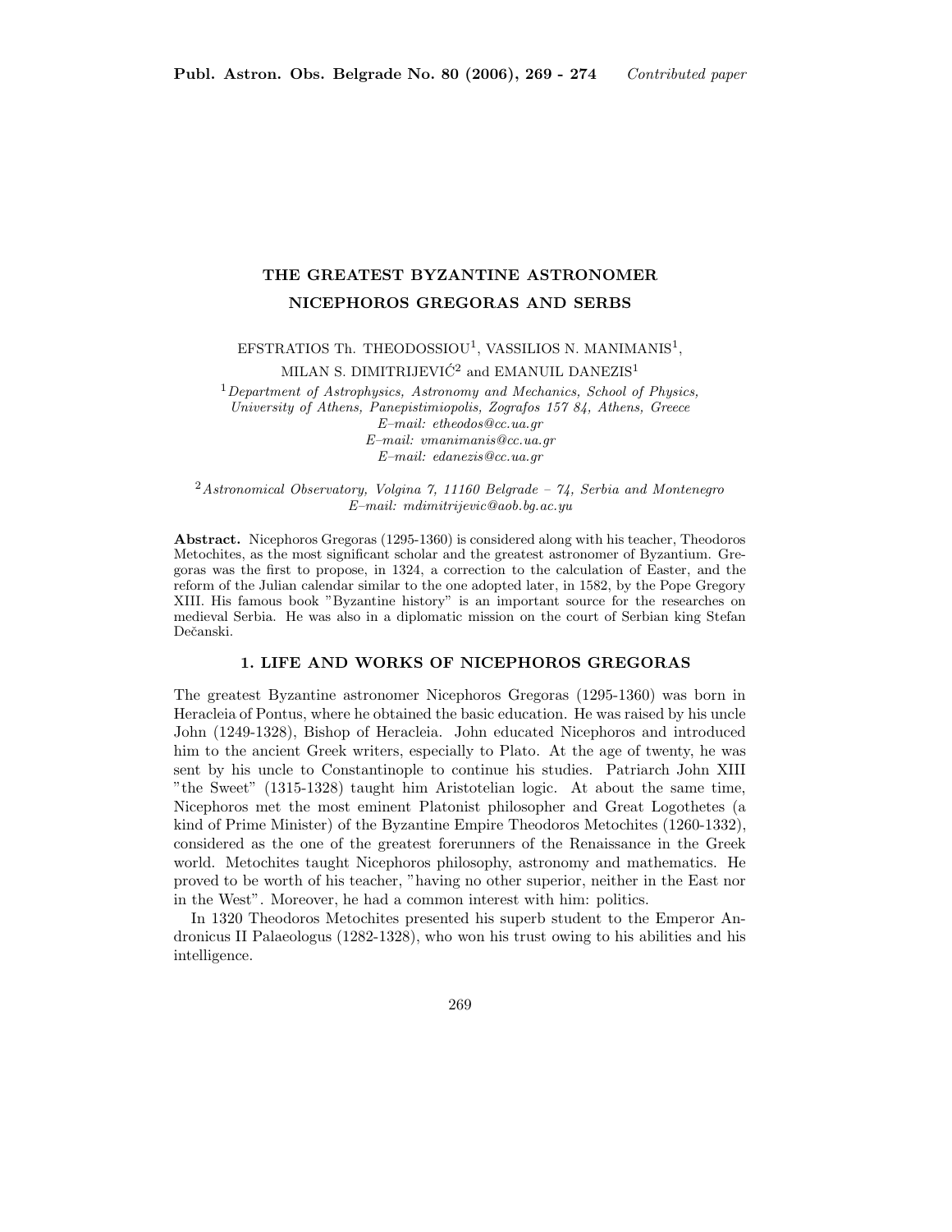# THE GREATEST BYZANTINE ASTRONOMER NICEPHOROS GREGORAS AND SERBS

EFSTRATIOS Th. THEODOSSIOU[1], VASSILIOS N. MANIMANIS[1], MILAN S. DIMITRIJEVIĆ[2] and EMANUIL DANEZIS[1]

[1] *Department of Astrophysics, Astronomy and Mechanics, School of Physics, University of Athens, Panepistimiopolis, Zografos 157 84, Athens, Greece*
*E–mail: etheodos@cc.ua.gr*
*E–mail: vmanimanis@cc.ua.gr*
*E–mail: edanezis@cc.ua.gr*

[2] *Astronomical Observatory, Volgina 7, 11160 Belgrade – 74, Serbia and Montenegro*
*E–mail: mdimitrijevic@aob.bg.ac.yu*

**Abstract.** Nicephoros Gregoras (1295-1360) is considered along with his teacher, Theodoros Metochites, as the most significant scholar and the greatest astronomer of Byzantium. Gregoras was the first to propose, in 1324, a correction to the calculation of Easter, and the reform of the Julian calendar similar to the one adopted later, in 1582, by the Pope Gregory XIII. His famous book "Byzantine history" is an important source for the researches on medieval Serbia. He was also in a diplomatic mission on the court of Serbian king Stefan Dečanski.

## 1. LIFE AND WORKS OF NICEPHOROS GREGORAS

The greatest Byzantine astronomer Nicephoros Gregoras (1295-1360) was born in Heracleia of Pontus, where he obtained the basic education. He was raised by his uncle John (1249-1328), Bishop of Heracleia. John educated Nicephoros and introduced him to the ancient Greek writers, especially to Plato. At the age of twenty, he was sent by his uncle to Constantinople to continue his studies. Patriarch John XIII "the Sweet" (1315-1328) taught him Aristotelian logic. At about the same time, Nicephoros met the most eminent Platonist philosopher and Great Logothetes (a kind of Prime Minister) of the Byzantine Empire Theodoros Metochites (1260-1332), considered as the one of the greatest forerunners of the Renaissance in the Greek world. Metochites taught Nicephoros philosophy, astronomy and mathematics. He proved to be worth of his teacher, "having no other superior, neither in the East nor in the West". Moreover, he had a common interest with him: politics.

In 1320 Theodoros Metochites presented his superb student to the Emperor Andronicus II Palaeologus (1282-1328), who won his trust owing to his abilities and his intelligence.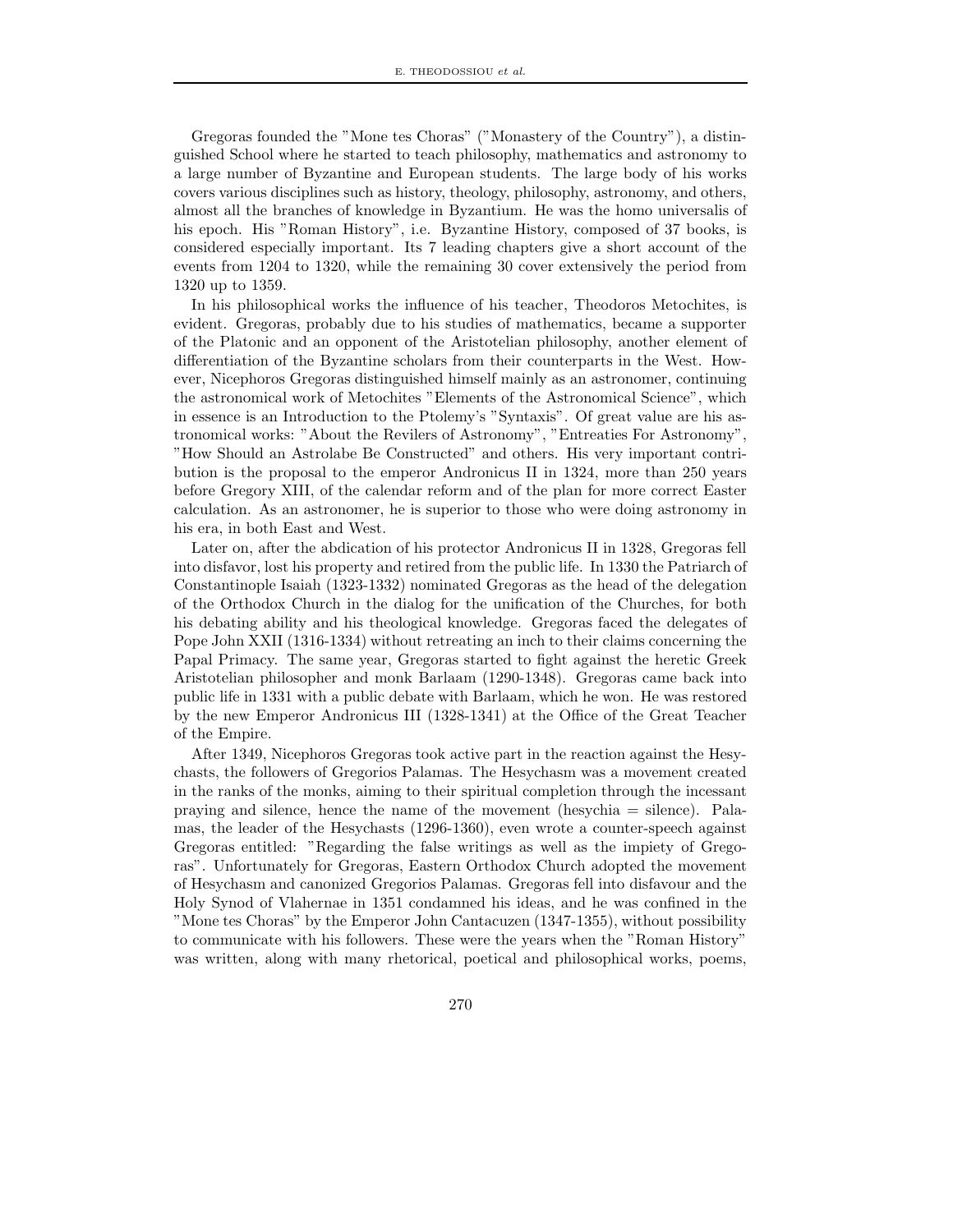Gregoras founded the "Mone tes Choras" ("Monastery of the Country"), a distinguished School where he started to teach philosophy, mathematics and astronomy to a large number of Byzantine and European students. The large body of his works covers various disciplines such as history, theology, philosophy, astronomy, and others, almost all the branches of knowledge in Byzantium. He was the homo universalis of his epoch. His "Roman History", i.e. Byzantine History, composed of 37 books, is considered especially important. Its 7 leading chapters give a short account of the events from 1204 to 1320, while the remaining 30 cover extensively the period from 1320 up to 1359.

In his philosophical works the influence of his teacher, Theodoros Metochites, is evident. Gregoras, probably due to his studies of mathematics, became a supporter of the Platonic and an opponent of the Aristotelian philosophy, another element of differentiation of the Byzantine scholars from their counterparts in the West. However, Nicephoros Gregoras distinguished himself mainly as an astronomer, continuing the astronomical work of Metochites "Elements of the Astronomical Science", which in essence is an Introduction to the Ptolemy's "Syntaxis". Of great value are his astronomical works: "About the Revilers of Astronomy", "Entreaties For Astronomy", "How Should an Astrolabe Be Constructed" and others. His very important contribution is the proposal to the emperor Andronicus II in 1324, more than 250 years before Gregory XIII, of the calendar reform and of the plan for more correct Easter calculation. As an astronomer, he is superior to those who were doing astronomy in his era, in both East and West.

Later on, after the abdication of his protector Andronicus II in 1328, Gregoras fell into disfavor, lost his property and retired from the public life. In 1330 the Patriarch of Constantinople Isaiah (1323-1332) nominated Gregoras as the head of the delegation of the Orthodox Church in the dialog for the unification of the Churches, for both his debating ability and his theological knowledge. Gregoras faced the delegates of Pope John XXII (1316-1334) without retreating an inch to their claims concerning the Papal Primacy. The same year, Gregoras started to fight against the heretic Greek Aristotelian philosopher and monk Barlaam (1290-1348). Gregoras came back into public life in 1331 with a public debate with Barlaam, which he won. He was restored by the new Emperor Andronicus III (1328-1341) at the Office of the Great Teacher of the Empire.

After 1349, Nicephoros Gregoras took active part in the reaction against the Hesychasts, the followers of Gregorios Palamas. The Hesychasm was a movement created in the ranks of the monks, aiming to their spiritual completion through the incessant praying and silence, hence the name of the movement (hesychia = silence). Palamas, the leader of the Hesychasts (1296-1360), even wrote a counter-speech against Gregoras entitled: "Regarding the false writings as well as the impiety of Gregoras". Unfortunately for Gregoras, Eastern Orthodox Church adopted the movement of Hesychasm and canonized Gregorios Palamas. Gregoras fell into disfavour and the Holy Synod of Vlahernae in 1351 condamned his ideas, and he was confined in the "Mone tes Choras" by the Emperor John Cantacuzen (1347-1355), without possibility to communicate with his followers. These were the years when the "Roman History" was written, along with many rhetorical, poetical and philosophical works, poems,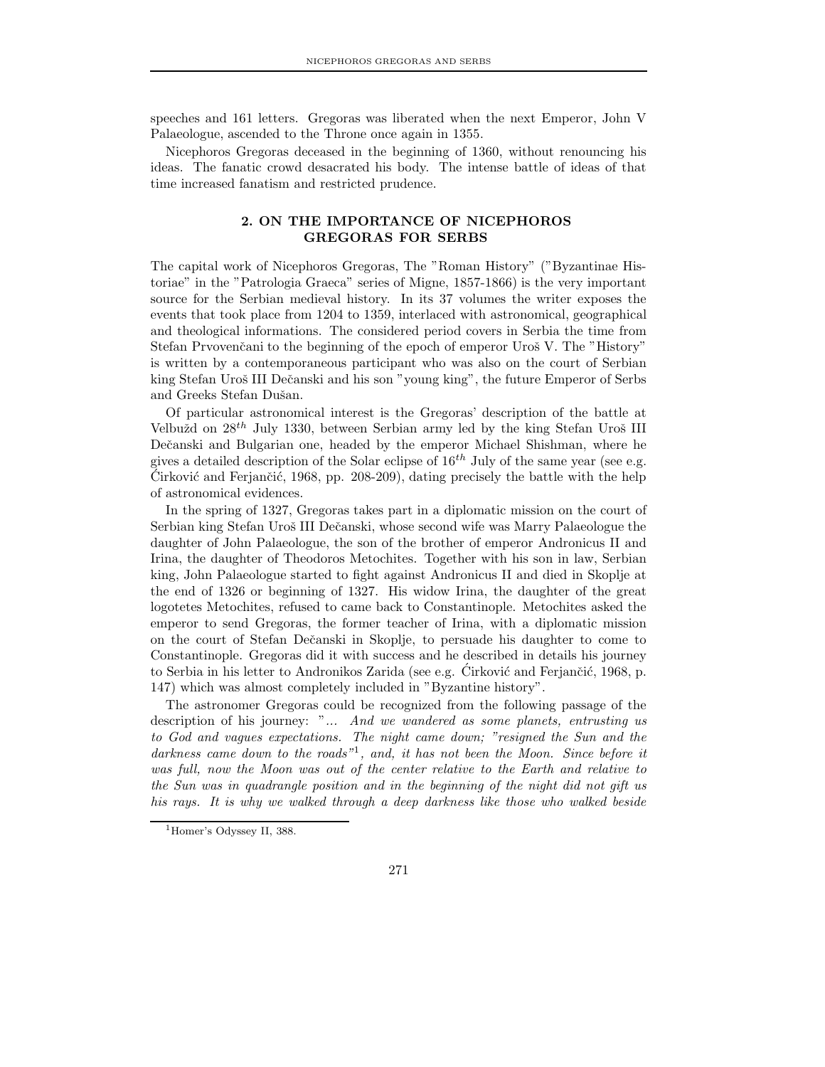speeches and 161 letters. Gregoras was liberated when the next Emperor, John V Palaeologue, ascended to the Throne once again in 1355.

Nicephoros Gregoras deceased in the beginning of 1360, without renouncing his ideas. The fanatic crowd desacrated his body. The intense battle of ideas of that time increased fanatism and restricted prudence.

## 2. ON THE IMPORTANCE OF NICEPHOROS GREGORAS FOR SERBS

The capital work of Nicephoros Gregoras, The "Roman History" ("Byzantinae Historiae" in the "Patrologia Graeca" series of Migne, 1857-1866) is the very important source for the Serbian medieval history. In its 37 volumes the writer exposes the events that took place from 1204 to 1359, interlaced with astronomical, geographical and theological informations. The considered period covers in Serbia the time from Stefan Prvovenčani to the beginning of the epoch of emperor Uroš V. The "History" is written by a contemporaneous participant who was also on the court of Serbian king Stefan Uroš III Dečanski and his son "young king", the future Emperor of Serbs and Greeks Stefan Dušan.

Of particular astronomical interest is the Gregoras' description of the battle at Velbužd on $28^{th}$ July 1330, between Serbian army led by the king Stefan Uroš III Dečanski and Bulgarian one, headed by the emperor Michael Shishman, where he gives a detailed description of the Solar eclipse of $16^{th}$ July of the same year (see e.g. Ćirković and Ferjančić, 1968, pp. 208-209), dating precisely the battle with the help of astronomical evidences.

In the spring of 1327, Gregoras takes part in a diplomatic mission on the court of Serbian king Stefan Uroš III Dečanski, whose second wife was Marry Palaeologue the daughter of John Palaeologue, the son of the brother of emperor Andronicus II and Irina, the daughter of Theodoros Metochites. Together with his son in law, Serbian king, John Palaeologue started to fight against Andronicus II and died in Skoplje at the end of 1326 or beginning of 1327. His widow Irina, the daughter of the great logotetes Metochites, refused to came back to Constantinople. Metochites asked the emperor to send Gregoras, the former teacher of Irina, with a diplomatic mission on the court of Stefan Dečanski in Skoplje, to persuade his daughter to come to Constantinople. Gregoras did it with success and he described in details his journey to Serbia in his letter to Andronikos Zarida (see e.g. Ćirković and Ferjančić, 1968, p. 147) which was almost completely included in "Byzantine history".

The astronomer Gregoras could be recognized from the following passage of the description of his journey: "*... And we wandered as some planets, entrusting us to God and vagues expectations. The night came down; "resigned the Sun and the darkness came down to the roads"*[1]*, and, it has not been the Moon. Since before it was full, now the Moon was out of the center relative to the Earth and relative to the Sun was in quadrangle position and in the beginning of the night did not gift us his rays. It is why we walked through a deep darkness like those who walked beside*

[1] Homer's Odyssey II, 388.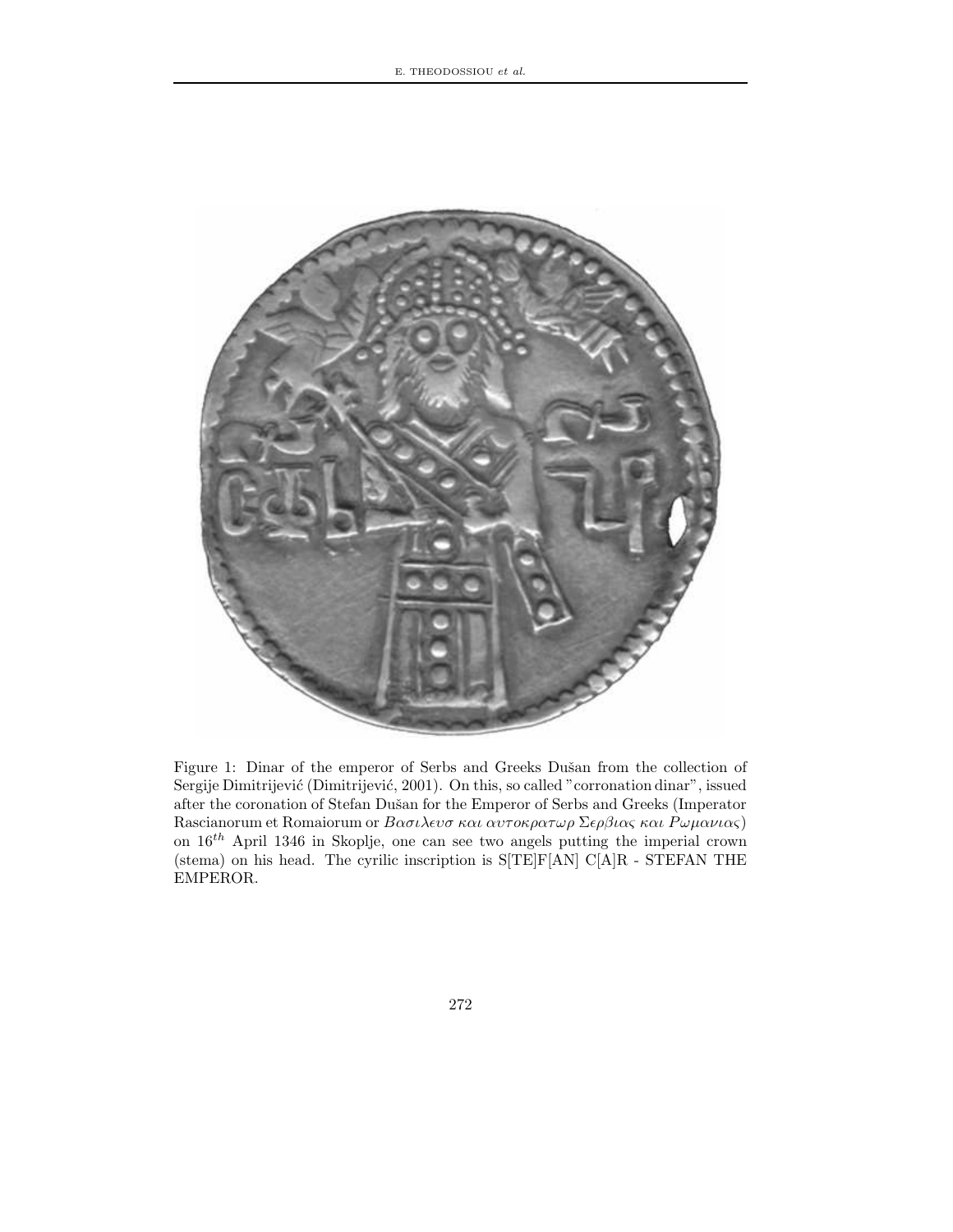Figure 1: Dinar of the emperor of Serbs and Greeks Dušan from the collection of Sergije Dimitrijević (Dimitrijević, 2001). On this, so called "corronation dinar", issued after the coronation of Stefan Dušan for the Emperor of Serbs and Greeks (Imperator Rascianorum et Romaiorum or $B\alpha\sigma\iota\lambda\epsilon\upsilon\sigma\ \kappa\alpha\iota\ \alpha\upsilon\tau o\kappa\rho\alpha\tau\omega\rho\ \Sigma\epsilon\rho\beta\iota\alpha\varsigma\ \kappa\alpha\iota\ P\omega\mu\alpha\nu\iota\alpha\varsigma$) on $16^{th}$ April 1346 in Skoplje, one can see two angels putting the imperial crown (stema) on his head. The cyrilic inscription is S[TE]F[AN] C[A]R - STEFAN THE EMPEROR.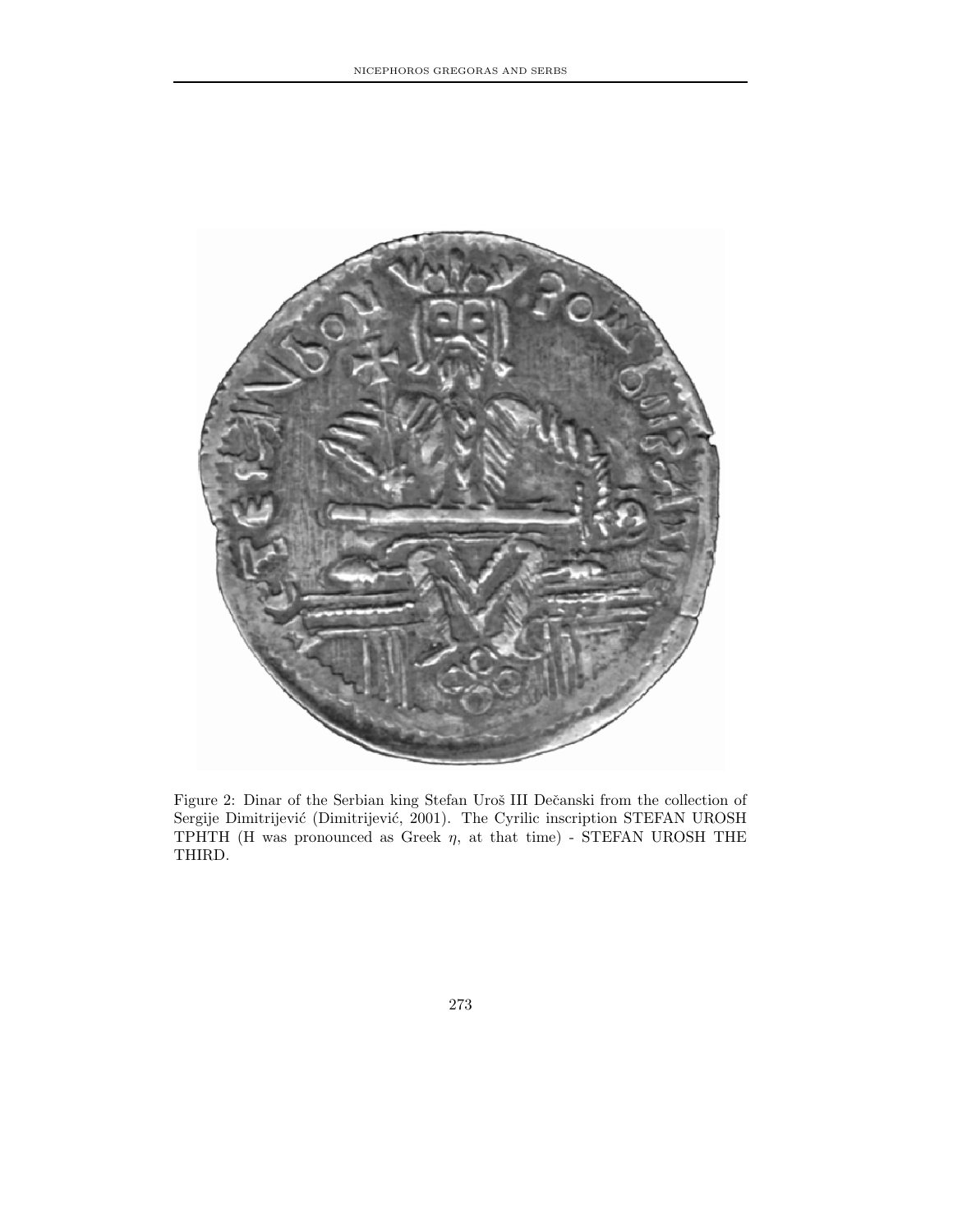Figure 2: Dinar of the Serbian king Stefan Uroš III Dečanski from the collection of Sergije Dimitrijević (Dimitrijević, 2001). The Cyrilic inscription STEFAN UROSH TPHTH (H was pronounced as Greek $\eta$, at that time) - STEFAN UROSH THE THIRD.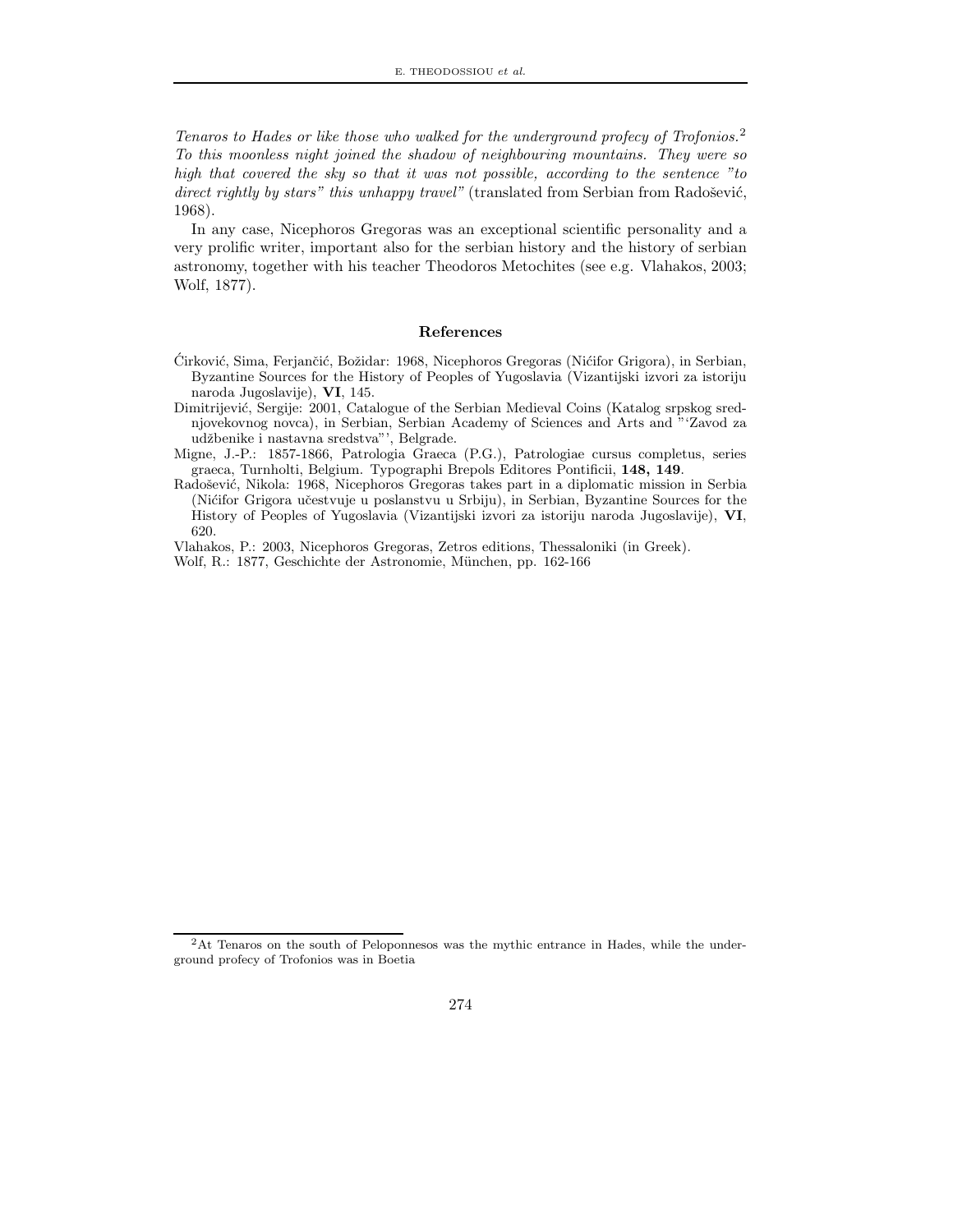*Tenaros to Hades or like those who walked for the underground profecy of Trofonios.*[2] *To this moonless night joined the shadow of neighbouring mountains. They were so high that covered the sky so that it was not possible, according to the sentence "to direct rightly by stars" this unhappy travel"* (translated from Serbian from Radošević, 1968).

In any case, Nicephoros Gregoras was an exceptional scientific personality and a very prolific writer, important also for the serbian history and the history of serbian astronomy, together with his teacher Theodoros Metochites (see e.g. Vlahakos, 2003; Wolf, 1877).

## References

Ćirković, Sima, Ferjančić, Božidar: 1968, Nicephoros Gregoras (Nićifor Grigora), in Serbian, Byzantine Sources for the History of Peoples of Yugoslavia (Vizantijski izvori za istoriju naroda Jugoslavije), **VI**, 145.

Dimitrijević, Sergije: 2001, Catalogue of the Serbian Medieval Coins (Katalog srpskog srednjovekovnog novca), in Serbian, Serbian Academy of Sciences and Arts and "'Zavod za udžbenike i nastavna sredstva"', Belgrade.

Migne, J.-P.: 1857-1866, Patrologia Graeca (P.G.), Patrologiae cursus completus, series graeca, Turnholti, Belgium. Typographi Brepols Editores Pontificii, **148, 149**.

Radošević, Nikola: 1968, Nicephoros Gregoras takes part in a diplomatic mission in Serbia (Nićifor Grigora učestvuje u poslanstvu u Srbiju), in Serbian, Byzantine Sources for the History of Peoples of Yugoslavia (Vizantijski izvori za istoriju naroda Jugoslavije), **VI**, 620.

Vlahakos, P.: 2003, Nicephoros Gregoras, Zetros editions, Thessaloniki (in Greek).

Wolf, R.: 1877, Geschichte der Astronomie, München, pp. 162-166

---

[2] At Tenaros on the south of Peloponnesos was the mythic entrance in Hades, while the underground profecy of Trofonios was in Boetia